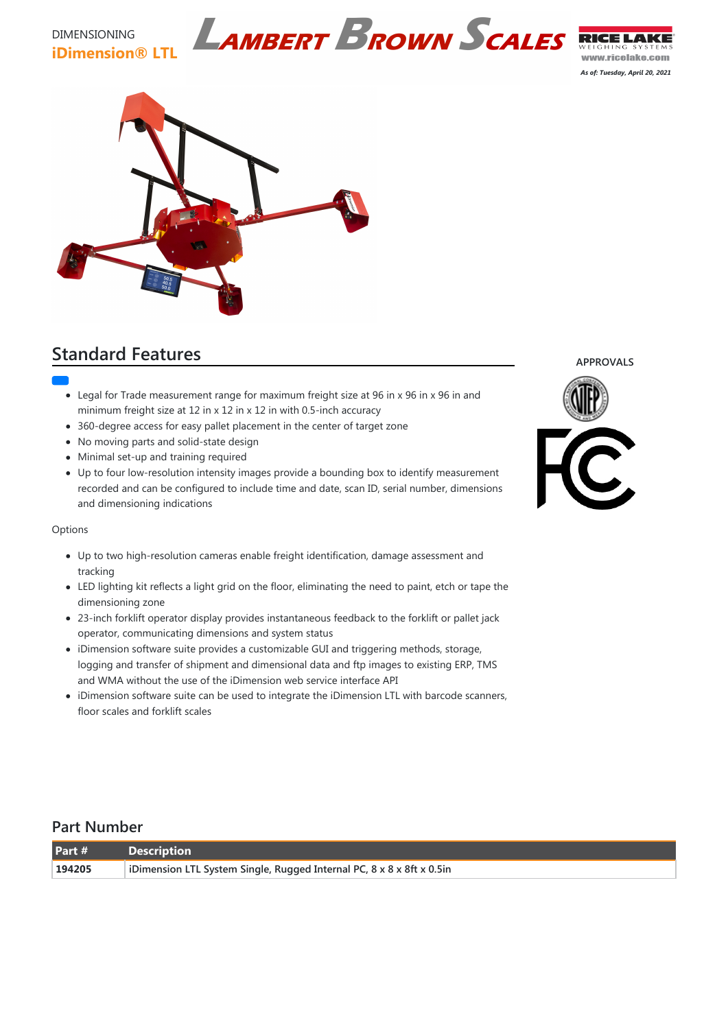DIMENSIONING

**iDimension® LTL**

LAMBERT BROWN SCALES

RICE LAKE WEIGHING SYSTEMS
www.ricelake.com

*As of: Tuesday, April 20, 2021*

## Standard Features

- Legal for Trade measurement range for maximum freight size at 96 in x 96 in x 96 in and minimum freight size at 12 in x 12 in x 12 in with 0.5-inch accuracy
- 360-degree access for easy pallet placement in the center of target zone
- No moving parts and solid-state design
- Minimal set-up and training required
- Up to four low-resolution intensity images provide a bounding box to identify measurement recorded and can be configured to include time and date, scan ID, serial number, dimensions and dimensioning indications

Options

- Up to two high-resolution cameras enable freight identification, damage assessment and tracking
- LED lighting kit reflects a light grid on the floor, eliminating the need to paint, etch or tape the dimensioning zone
- 23-inch forklift operator display provides instantaneous feedback to the forklift or pallet jack operator, communicating dimensions and system status
- iDimension software suite provides a customizable GUI and triggering methods, storage, logging and transfer of shipment and dimensional data and ftp images to existing ERP, TMS and WMA without the use of the iDimension web service interface API
- iDimension software suite can be used to integrate the iDimension LTL with barcode scanners, floor scales and forklift scales

APPROVALS

## Part Number

| Part # | Description |
| --- | --- |
| 194205 | iDimension LTL System Single, Rugged Internal PC, 8 x 8 x 8ft x 0.5in |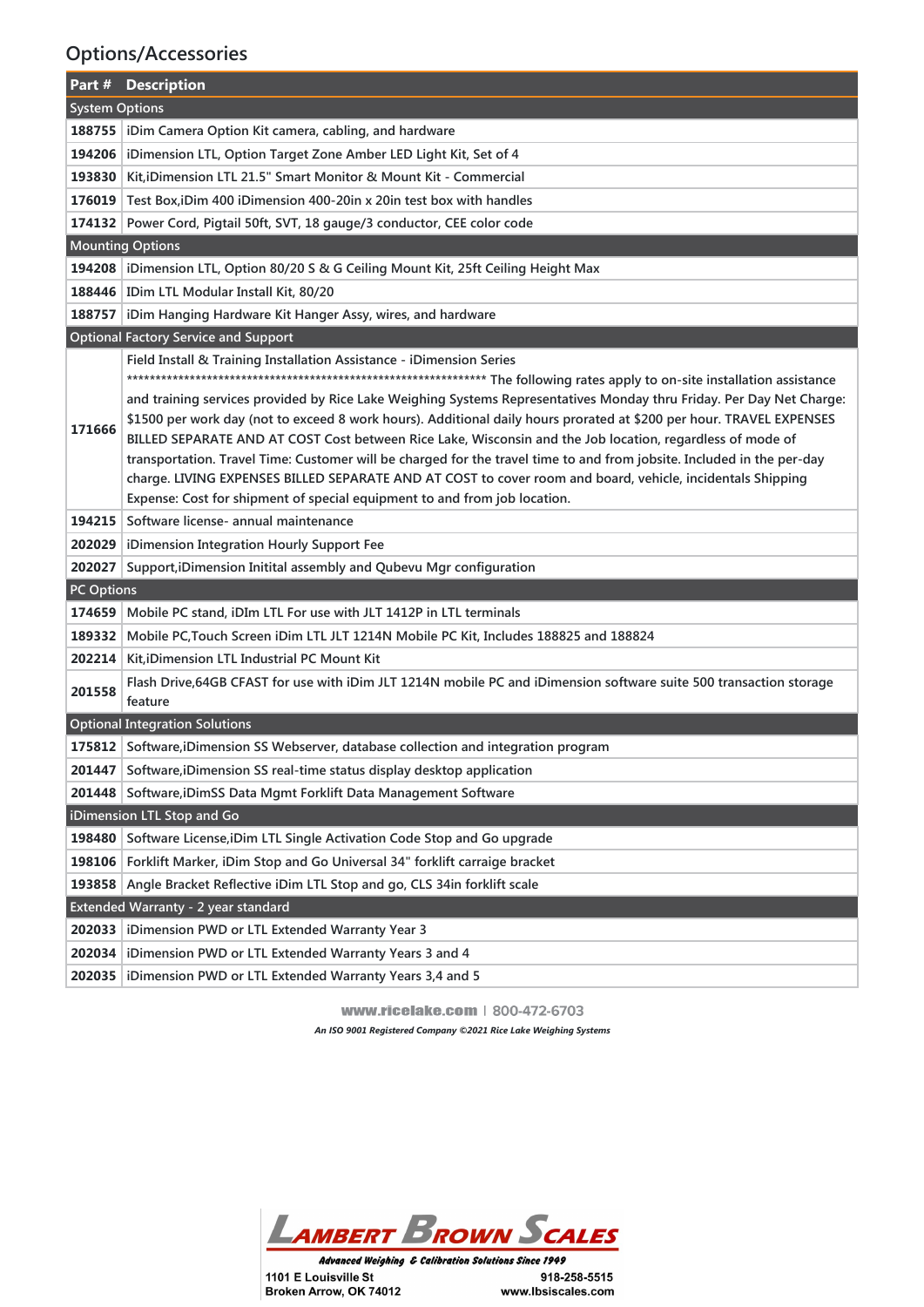## Options/Accessories

| Part # | Description |
|---|---|
| **System Options** | |
| **188755** | iDim Camera Option Kit camera, cabling, and hardware |
| **194206** | iDimension LTL, Option Target Zone Amber LED Light Kit, Set of 4 |
| **193830** | Kit,iDimension LTL 21.5" Smart Monitor & Mount Kit - Commercial |
| **176019** | Test Box,iDim 400 iDimension 400-20in x 20in test box with handles |
| **174132** | Power Cord, Pigtail 50ft, SVT, 18 gauge/3 conductor, CEE color code |
| **Mounting Options** | |
| **194208** | iDimension LTL, Option 80/20 S & G Ceiling Mount Kit, 25ft Ceiling Height Max |
| **188446** | IDim LTL Modular Install Kit, 80/20 |
| **188757** | iDim Hanging Hardware Kit Hanger Assy, wires, and hardware |
| **Optional Factory Service and Support** | |
| **171666** | Field Install & Training Installation Assistance - iDimension Series ****************************************************************** The following rates apply to on-site installation assistance and training services provided by Rice Lake Weighing Systems Representatives Monday thru Friday. Per Day Net Charge: $1500 per work day (not to exceed 8 work hours). Additional daily hours prorated at $200 per hour. TRAVEL EXPENSES BILLED SEPARATE AND AT COST Cost between Rice Lake, Wisconsin and the Job location, regardless of mode of transportation. Travel Time: Customer will be charged for the travel time to and from jobsite. Included in the per-day charge. LIVING EXPENSES BILLED SEPARATE AND AT COST to cover room and board, vehicle, incidentals Shipping Expense: Cost for shipment of special equipment to and from job location. |
| **194215** | Software license- annual maintenance |
| **202029** | iDimension Integration Hourly Support Fee |
| **202027** | Support,iDimension Initital assembly and Qubevu Mgr configuration |
| **PC Options** | |
| **174659** | Mobile PC stand, iDIm LTL For use with JLT 1412P in LTL terminals |
| **189332** | Mobile PC,Touch Screen iDim LTL JLT 1214N Mobile PC Kit, Includes 188825 and 188824 |
| **202214** | Kit,iDimension LTL Industrial PC Mount Kit |
| **201558** | Flash Drive,64GB CFAST for use with iDim JLT 1214N mobile PC and iDimension software suite 500 transaction storage feature |
| **Optional Integration Solutions** | |
| **175812** | Software,iDimension SS Webserver, database collection and integration program |
| **201447** | Software,iDimension SS real-time status display desktop application |
| **201448** | Software,iDimSS Data Mgmt Forklift Data Management Software |
| **iDimension LTL Stop and Go** | |
| **198480** | Software License,iDim LTL Single Activation Code Stop and Go upgrade |
| **198106** | Forklift Marker, iDim Stop and Go Universal 34" forklift carraige bracket |
| **193858** | Angle Bracket Reflective iDim LTL Stop and go, CLS 34in forklift scale |
| **Extended Warranty - 2 year standard** | |
| **202033** | iDimension PWD or LTL Extended Warranty Year 3 |
| **202034** | iDimension PWD or LTL Extended Warranty Years 3 and 4 |
| **202035** | iDimension PWD or LTL Extended Warranty Years 3,4 and 5 |

www.ricelake.com | 800-472-6703

*An ISO 9001 Registered Company ©2021 Rice Lake Weighing Systems*

**LAMBERT BROWN SCALES**

*Advanced Weighing & Calibration Solutions Since 1949*

1101 E Louisville St
Broken Arrow, OK 74012

918-258-5515
www.lbsiscales.com